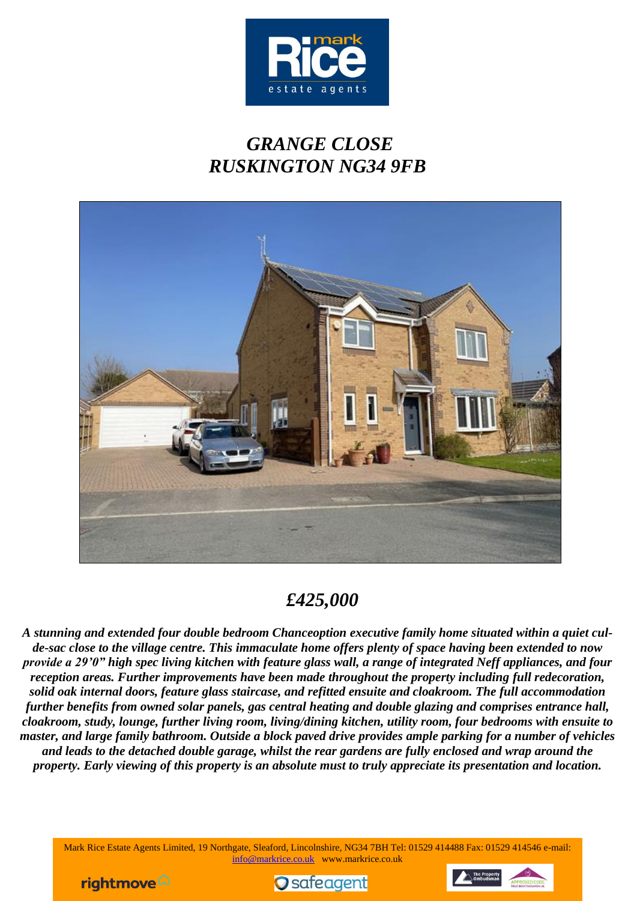# *GRANGE CLOSE*
# *RUSKINGTON NG34 9FB*

## *£425,000*

***A stunning and extended four double bedroom Chanceoption executive family home situated within a quiet cul-de-sac close to the village centre. This immaculate home offers plenty of space having been extended to now provide a 29'0" high spec living kitchen with feature glass wall, a range of integrated Neff appliances, and four reception areas. Further improvements have been made throughout the property including full redecoration, solid oak internal doors, feature glass staircase, and refitted ensuite and cloakroom. The full accommodation further benefits from owned solar panels, gas central heating and double glazing and comprises entrance hall, cloakroom, study, lounge, further living room, living/dining kitchen, utility room, four bedrooms with ensuite to master, and large family bathroom. Outside a block paved drive provides ample parking for a number of vehicles and leads to the detached double garage, whilst the rear gardens are fully enclosed and wrap around the property. Early viewing of this property is an absolute must to truly appreciate its presentation and location.***

Mark Rice Estate Agents Limited, 19 Northgate, Sleaford, Lincolnshire, NG34 7BH Tel: 01529 414488 Fax: 01529 414546 e-mail: info@markrice.co.uk www.markrice.co.uk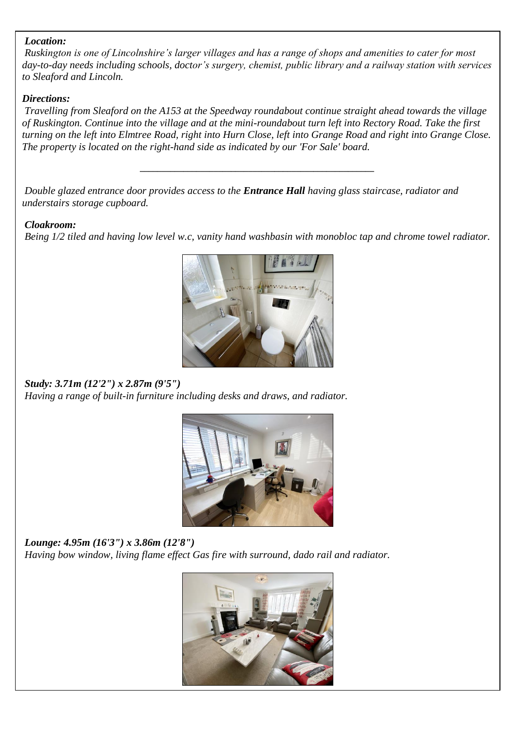***Location:***

*Ruskington is one of Lincolnshire's larger villages and has a range of shops and amenities to cater for most day-to-day needs including schools, doctor's surgery, chemist, public library and a railway station with services to Sleaford and Lincoln.*

***Directions:***

*Travelling from Sleaford on the A153 at the Speedway roundabout continue straight ahead towards the village of Ruskington. Continue into the village and at the mini-roundabout turn left into Rectory Road. Take the first turning on the left into Elmtree Road, right into Hurn Close, left into Grange Road and right into Grange Close. The property is located on the right-hand side as indicated by our 'For Sale' board.*

---

*Double glazed entrance door provides access to the **Entrance Hall** having glass staircase, radiator and understairs storage cupboard.*

***Cloakroom:***

*Being 1/2 tiled and having low level w.c, vanity hand washbasin with monobloc tap and chrome towel radiator.*

***Study: 3.71m (12'2") x 2.87m (9'5")***

*Having a range of built-in furniture including desks and draws, and radiator.*

***Lounge: 4.95m (16'3") x 3.86m (12'8")***

*Having bow window, living flame effect Gas fire with surround, dado rail and radiator.*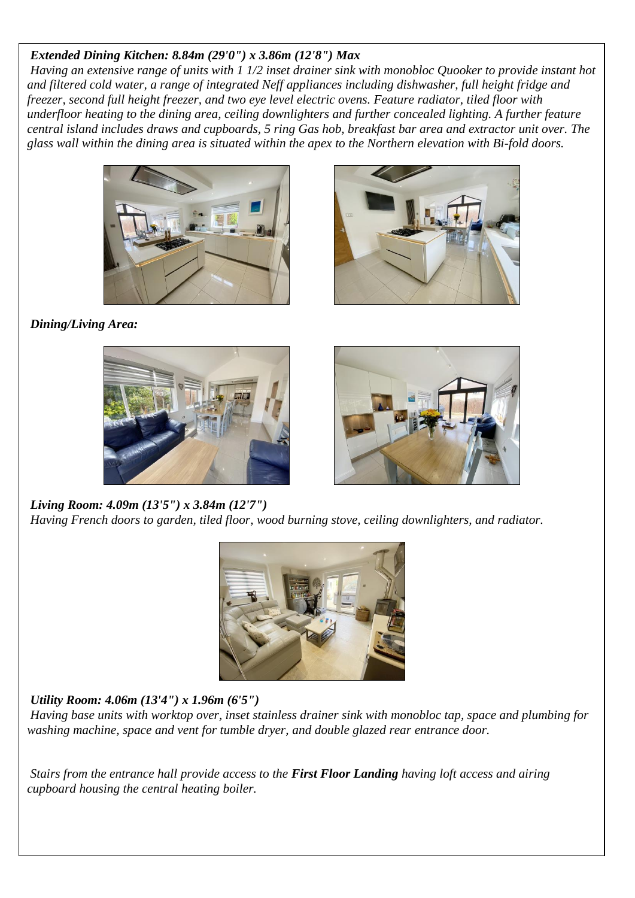***Extended Dining Kitchen: 8.84m (29'0") x 3.86m (12'8") Max***

*Having an extensive range of units with 1 1/2 inset drainer sink with monobloc Quooker to provide instant hot and filtered cold water, a range of integrated Neff appliances including dishwasher, full height fridge and freezer, second full height freezer, and two eye level electric ovens. Feature radiator, tiled floor with underfloor heating to the dining area, ceiling downlighters and further concealed lighting. A further feature central island includes draws and cupboards, 5 ring Gas hob, breakfast bar area and extractor unit over. The glass wall within the dining area is situated within the apex to the Northern elevation with Bi-fold doors.*

***Dining/Living Area:***

***Living Room: 4.09m (13'5") x 3.84m (12'7")***

*Having French doors to garden, tiled floor, wood burning stove, ceiling downlighters, and radiator.*

***Utility Room: 4.06m (13'4") x 1.96m (6'5")***

*Having base units with worktop over, inset stainless drainer sink with monobloc tap, space and plumbing for washing machine, space and vent for tumble dryer, and double glazed rear entrance door.*

*Stairs from the entrance hall provide access to the **First Floor Landing** having loft access and airing cupboard housing the central heating boiler.*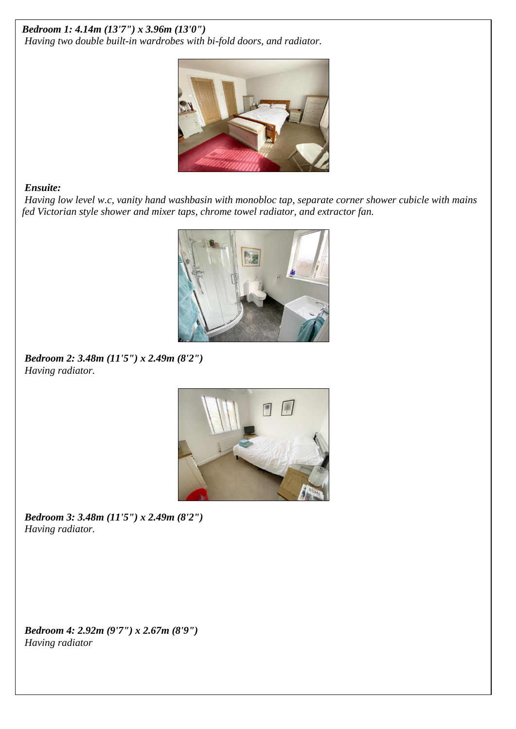***Bedroom 1: 4.14m (13'7") x 3.96m (13'0")***
*Having two double built-in wardrobes with bi-fold doors, and radiator.*

***Ensuite:***
*Having low level w.c, vanity hand washbasin with monobloc tap, separate corner shower cubicle with mains fed Victorian style shower and mixer taps, chrome towel radiator, and extractor fan.*

***Bedroom 2: 3.48m (11'5") x 2.49m (8'2")***
*Having radiator.*

***Bedroom 3: 3.48m (11'5") x 2.49m (8'2")***
*Having radiator.*

***Bedroom 4: 2.92m (9'7") x 2.67m (8'9")***
*Having radiator*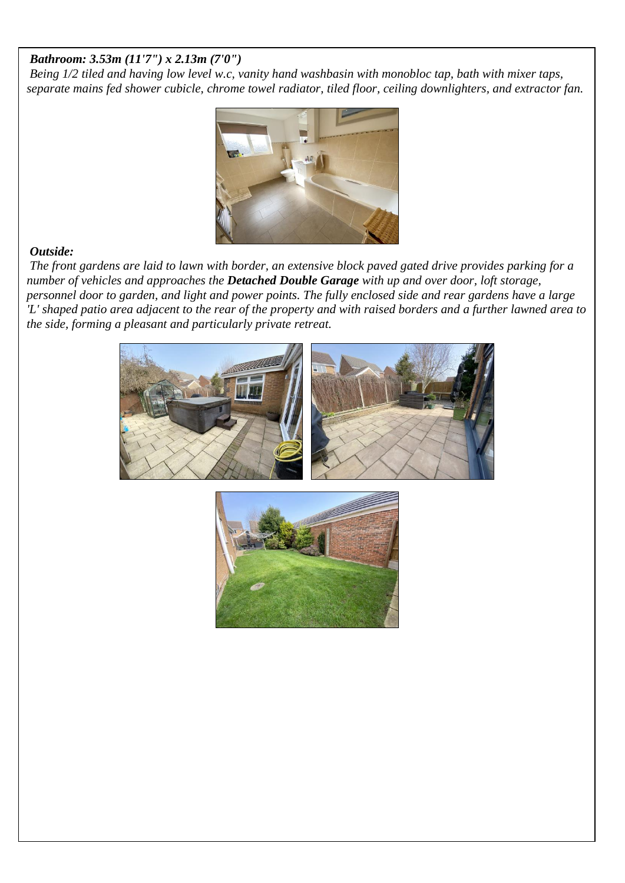***Bathroom: 3.53m (11'7") x 2.13m (7'0")***

*Being 1/2 tiled and having low level w.c, vanity hand washbasin with monobloc tap, bath with mixer taps, separate mains fed shower cubicle, chrome towel radiator, tiled floor, ceiling downlighters, and extractor fan.*

***Outside:***

*The front gardens are laid to lawn with border, an extensive block paved gated drive provides parking for a number of vehicles and approaches the **Detached Double Garage** with up and over door, loft storage, personnel door to garden, and light and power points. The fully enclosed side and rear gardens have a large 'L' shaped patio area adjacent to the rear of the property and with raised borders and a further lawned area to the side, forming a pleasant and particularly private retreat.*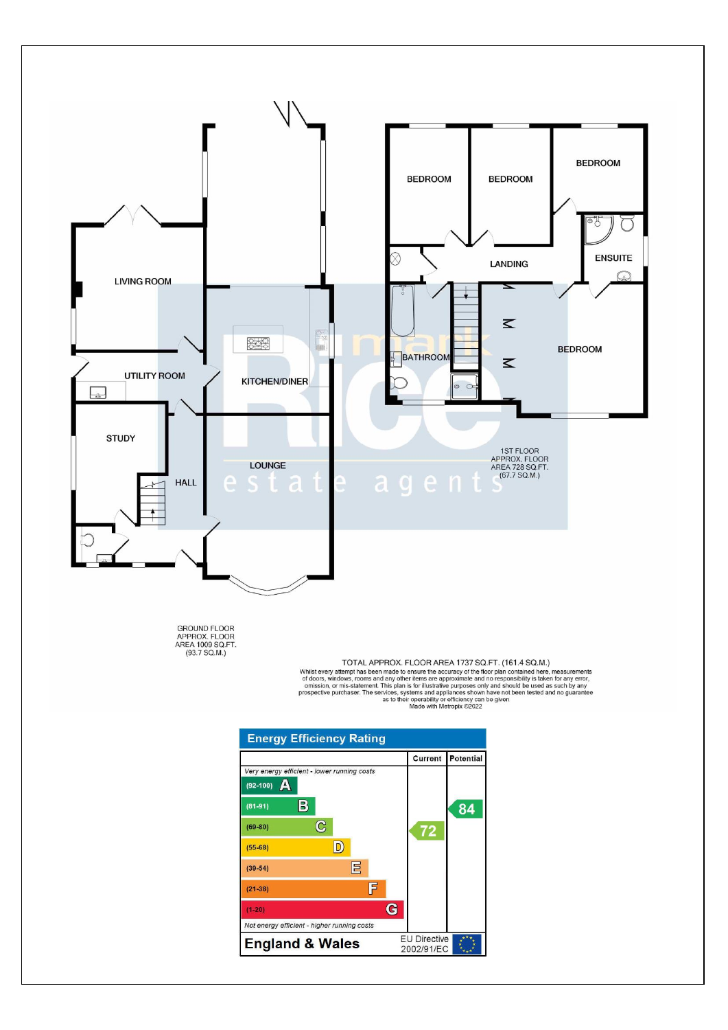LIVING ROOM

UTILITY ROOM

STUDY

HALL

KITCHEN/DINER

LOUNGE

GROUND FLOOR
APPROX. FLOOR
AREA 1009 SQ.FT.
(93.7 SQ.M.)

BEDROOM

BEDROOM

BEDROOM

ENSUITE

LANDING

BATHROOM

BEDROOM

1ST FLOOR
APPROX. FLOOR
AREA 728 SQ.FT.
(67.7 SQ.M.)

TOTAL APPROX. FLOOR AREA 1737 SQ.FT. (161.4 SQ.M.)
Whilst every attempt has been made to ensure the accuracy of the floor plan contained here, measurements of doors, windows, rooms and any other items are approximate and no responsibility is taken for any error, omission, or mis-statement. This plan is for illustrative purposes only and should be used as such by any prospective purchaser. The services, systems and appliances shown have not been tested and no guarantee as to their operability or efficiency can be given
Made with Metropix ©2022

## Energy Efficiency Rating

| | Current | Potential |
|---|---|---|
| *Very energy efficient - lower running costs* | | |
| (92-100) A | | |
| (81-91) B | | 84 |
| (69-80) C | 72 | |
| (55-68) D | | |
| (39-54) E | | |
| (21-38) F | | |
| (1-20) G | | |
| *Not energy efficient - higher running costs* | | |

**England & Wales** EU Directive 2002/91/EC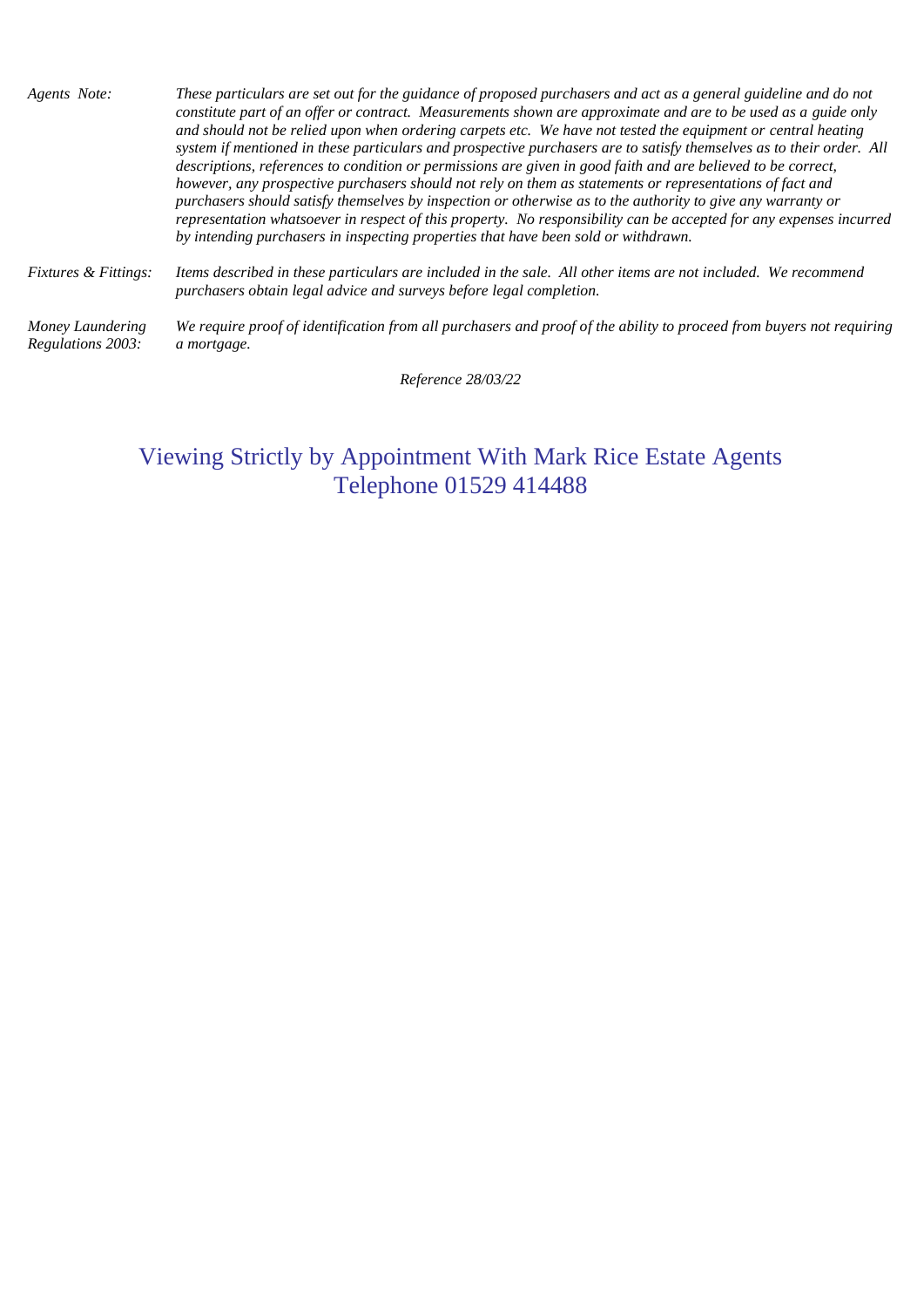*Agents Note:* *These particulars are set out for the guidance of proposed purchasers and act as a general guideline and do not constitute part of an offer or contract. Measurements shown are approximate and are to be used as a guide only and should not be relied upon when ordering carpets etc. We have not tested the equipment or central heating system if mentioned in these particulars and prospective purchasers are to satisfy themselves as to their order. All descriptions, references to condition or permissions are given in good faith and are believed to be correct, however, any prospective purchasers should not rely on them as statements or representations of fact and purchasers should satisfy themselves by inspection or otherwise as to the authority to give any warranty or representation whatsoever in respect of this property. No responsibility can be accepted for any expenses incurred by intending purchasers in inspecting properties that have been sold or withdrawn.*

*Fixtures & Fittings:* *Items described in these particulars are included in the sale. All other items are not included. We recommend purchasers obtain legal advice and surveys before legal completion.*

*Money Laundering Regulations 2003:* *We require proof of identification from all purchasers and proof of the ability to proceed from buyers not requiring a mortgage.*

*Reference 28/03/22*

Viewing Strictly by Appointment With Mark Rice Estate Agents
Telephone 01529 414488